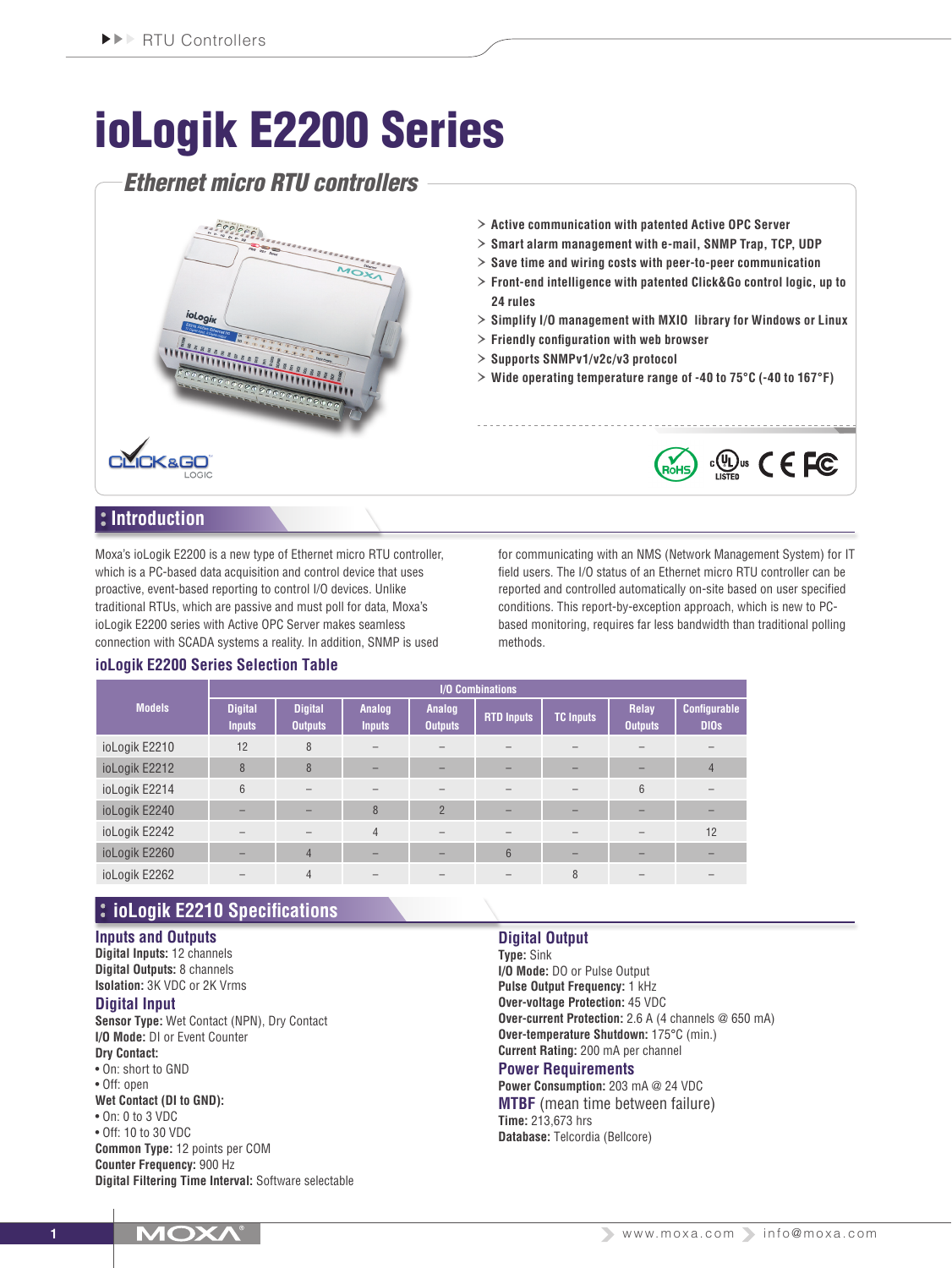# ioLogik E2200 Series

## Ethernet micro RTU controllers

- Active communication with patented Active OPC Server
- Smart alarm management with e-mail, SNMP Trap, TCP, UDP
- Save time and wiring costs with peer-to-peer communication
- Front-end intelligence with patented Click&Go control logic, up to 24 rules
- Simplify I/O management with MXIO library for Windows or Linux
- Friendly configuration with web browser
- Supports SNMPv1/v2c/v3 protocol
- Wide operating temperature range of -40 to 75°C (-40 to 167°F)

## Introduction

Moxa's ioLogik E2200 is a new type of Ethernet micro RTU controller, which is a PC-based data acquisition and control device that uses proactive, event-based reporting to control I/O devices. Unlike traditional RTUs, which are passive and must poll for data, Moxa's ioLogik E2200 series with Active OPC Server makes seamless connection with SCADA systems a reality. In addition, SNMP is used for communicating with an NMS (Network Management System) for IT field users. The I/O status of an Ethernet micro RTU controller can be reported and controlled automatically on-site based on user specified conditions. This report-by-exception approach, which is new to PC-based monitoring, requires far less bandwidth than traditional polling methods.

### ioLogik E2200 Series Selection Table

| Models | I/O Combinations | | | | | | | |
|---|---|---|---|---|---|---|---|---|
| | Digital Inputs | Digital Outputs | Analog Inputs | Analog Outputs | RTD Inputs | TC Inputs | Relay Outputs | Configurable DIOs |
| ioLogik E2210 | 12 | 8 | – | – | – | – | – | – |
| ioLogik E2212 | 8 | 8 | – | – | – | – | – | 4 |
| ioLogik E2214 | 6 | – | – | – | – | – | 6 | – |
| ioLogik E2240 | – | – | 8 | 2 | – | – | – | – |
| ioLogik E2242 | – | – | 4 | – | – | – | – | 12 |
| ioLogik E2260 | – | 4 | – | – | 6 | – | – | – |
| ioLogik E2262 | – | 4 | – | – | – | 8 | – | – |

## ioLogik E2210 Specifications

### Inputs and Outputs
**Digital Inputs:** 12 channels
**Digital Outputs:** 8 channels
**Isolation:** 3K VDC or 2K Vrms

### Digital Input
**Sensor Type:** Wet Contact (NPN), Dry Contact
**I/O Mode:** DI or Event Counter
**Dry Contact:**
- On: short to GND
- Off: open

**Wet Contact (DI to GND):**
- On: 0 to 3 VDC
- Off: 10 to 30 VDC

**Common Type:** 12 points per COM
**Counter Frequency:** 900 Hz
**Digital Filtering Time Interval:** Software selectable

### Digital Output
**Type:** Sink
**I/O Mode:** DO or Pulse Output
**Pulse Output Frequency:** 1 kHz
**Over-voltage Protection:** 45 VDC
**Over-current Protection:** 2.6 A (4 channels @ 650 mA)
**Over-temperature Shutdown:** 175°C (min.)
**Current Rating:** 200 mA per channel

### Power Requirements
**Power Consumption:** 203 mA @ 24 VDC

### MTBF (mean time between failure)
**Time:** 213,673 hrs
**Database:** Telcordia (Bellcore)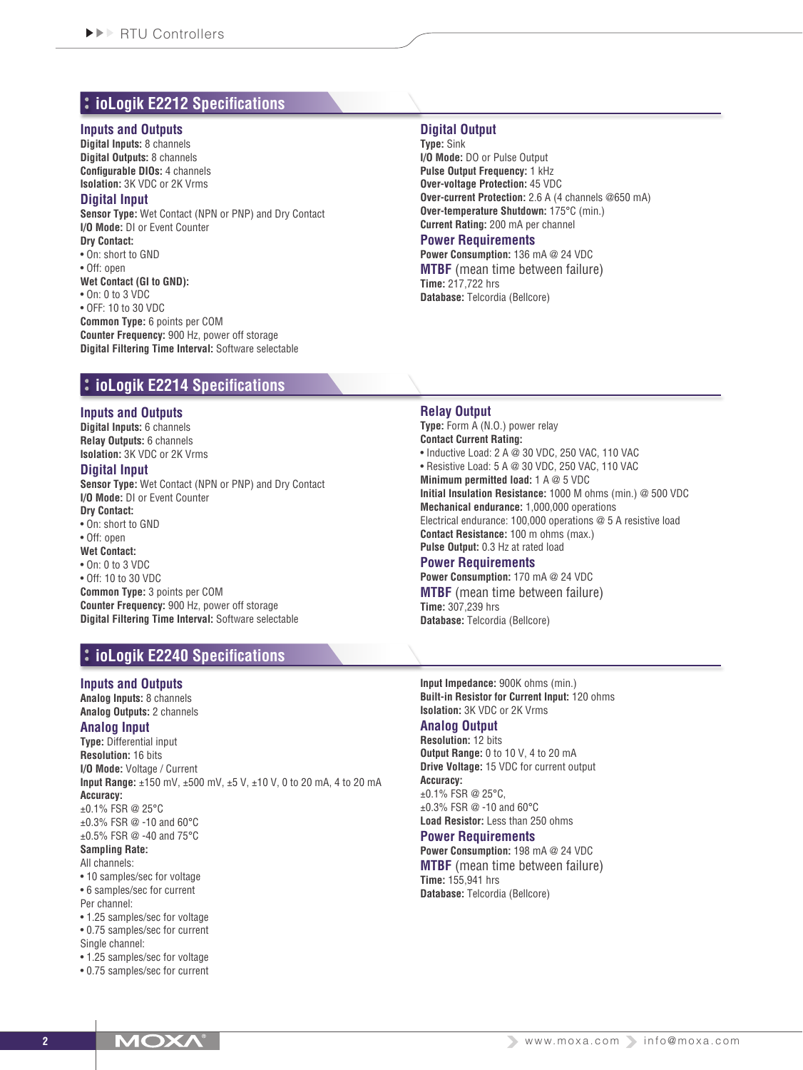## ioLogik E2212 Specifications

### Inputs and Outputs

**Digital Inputs:** 8 channels
**Digital Outputs:** 8 channels
**Configurable DIOs:** 4 channels
**Isolation:** 3K VDC or 2K Vrms

### Digital Input

**Sensor Type:** Wet Contact (NPN or PNP) and Dry Contact
**I/O Mode:** DI or Event Counter
**Dry Contact:**

- On: short to GND
- Off: open

**Wet Contact (GI to GND):**

- On: 0 to 3 VDC
- OFF: 10 to 30 VDC

**Common Type:** 6 points per COM
**Counter Frequency:** 900 Hz, power off storage
**Digital Filtering Time Interval:** Software selectable

### Digital Output

**Type:** Sink
**I/O Mode:** DO or Pulse Output
**Pulse Output Frequency:** 1 kHz
**Over-voltage Protection:** 45 VDC
**Over-current Protection:** 2.6 A (4 channels @650 mA)
**Over-temperature Shutdown:** 175°C (min.)
**Current Rating:** 200 mA per channel

### Power Requirements

**Power Consumption:** 136 mA @ 24 VDC

### MTBF (mean time between failure)

**Time:** 217,722 hrs
**Database:** Telcordia (Bellcore)

## ioLogik E2214 Specifications

### Inputs and Outputs

**Digital Inputs:** 6 channels
**Relay Outputs:** 6 channels
**Isolation:** 3K VDC or 2K Vrms

### Digital Input

**Sensor Type:** Wet Contact (NPN or PNP) and Dry Contact
**I/O Mode:** DI or Event Counter
**Dry Contact:**

- On: short to GND
- Off: open

**Wet Contact:**

- On: 0 to 3 VDC
- Off: 10 to 30 VDC

**Common Type:** 3 points per COM
**Counter Frequency:** 900 Hz, power off storage
**Digital Filtering Time Interval:** Software selectable

### Relay Output

**Type:** Form A (N.O.) power relay
**Contact Current Rating:**

- Inductive Load: 2 A @ 30 VDC, 250 VAC, 110 VAC
- Resistive Load: 5 A @ 30 VDC, 250 VAC, 110 VAC

**Minimum permitted load:** 1 A @ 5 VDC
**Initial Insulation Resistance:** 1000 M ohms (min.) @ 500 VDC
**Mechanical endurance:** 1,000,000 operations
Electrical endurance: 100,000 operations @ 5 A resistive load
**Contact Resistance:** 100 m ohms (max.)
**Pulse Output:** 0.3 Hz at rated load

### Power Requirements

**Power Consumption:** 170 mA @ 24 VDC

### MTBF (mean time between failure)

**Time:** 307,239 hrs
**Database:** Telcordia (Bellcore)

## ioLogik E2240 Specifications

### Inputs and Outputs

**Analog Inputs:** 8 channels
**Analog Outputs:** 2 channels

### Analog Input

**Type:** Differential input
**Resolution:** 16 bits
**I/O Mode:** Voltage / Current
**Input Range:** ±150 mV, ±500 mV, ±5 V, ±10 V, 0 to 20 mA, 4 to 20 mA
**Accuracy:**
±0.1% FSR @ 25°C
±0.3% FSR @ -10 and 60°C
±0.5% FSR @ -40 and 75°C
**Sampling Rate:**
All channels:

- 10 samples/sec for voltage
- 6 samples/sec for current

Per channel:

- 1.25 samples/sec for voltage
- 0.75 samples/sec for current

Single channel:

- 1.25 samples/sec for voltage
- 0.75 samples/sec for current

**Input Impedance:** 900K ohms (min.)
**Built-in Resistor for Current Input:** 120 ohms
**Isolation:** 3K VDC or 2K Vrms

### Analog Output

**Resolution:** 12 bits
**Output Range:** 0 to 10 V, 4 to 20 mA
**Drive Voltage:** 15 VDC for current output
**Accuracy:**
±0.1% FSR @ 25°C,
±0.3% FSR @ -10 and 60°C
**Load Resistor:** Less than 250 ohms

### Power Requirements

**Power Consumption:** 198 mA @ 24 VDC

### MTBF (mean time between failure)

**Time:** 155,941 hrs
**Database:** Telcordia (Bellcore)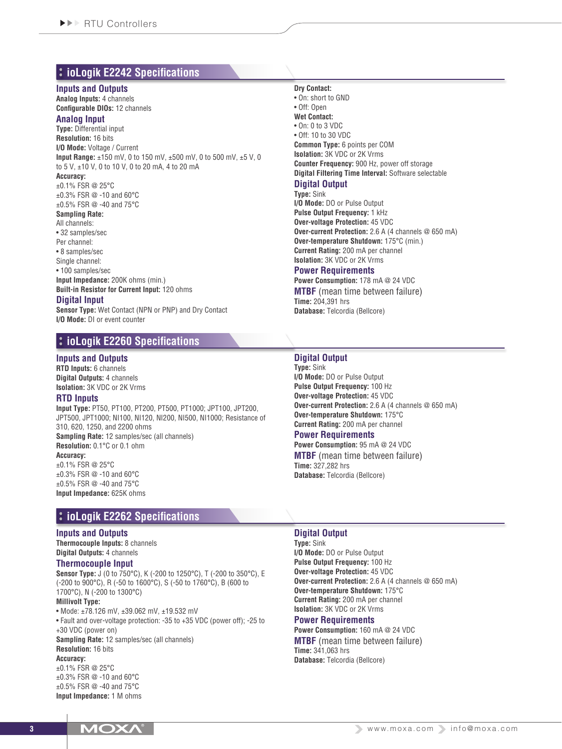## ioLogik E2242 Specifications

### Inputs and Outputs

**Analog Inputs:** 4 channels
**Configurable DIOs:** 12 channels

### Analog Input

**Type:** Differential input
**Resolution:** 16 bits
**I/O Mode:** Voltage / Current
**Input Range:** ±150 mV, 0 to 150 mV, ±500 mV, 0 to 500 mV, ±5 V, 0 to 5 V, ±10 V, 0 to 10 V, 0 to 20 mA, 4 to 20 mA
**Accuracy:**
±0.1% FSR @ 25°C
±0.3% FSR @ -10 and 60°C
±0.5% FSR @ -40 and 75°C
**Sampling Rate:**
All channels:
- 32 samples/sec

Per channel:
- 8 samples/sec

Single channel:
- 100 samples/sec

**Input Impedance:** 200K ohms (min.)
**Built-in Resistor for Current Input:** 120 ohms

### Digital Input

**Sensor Type:** Wet Contact (NPN or PNP) and Dry Contact
**I/O Mode:** DI or event counter
**Dry Contact:**
- On: short to GND
- Off: Open

**Wet Contact:**
- On: 0 to 3 VDC
- Off: 10 to 30 VDC

**Common Type:** 6 points per COM
**Isolation:** 3K VDC or 2K Vrms
**Counter Frequency:** 900 Hz, power off storage
**Digital Filtering Time Interval:** Software selectable

### Digital Output

**Type:** Sink
**I/O Mode:** DO or Pulse Output
**Pulse Output Frequency:** 1 kHz
**Over-voltage Protection:** 45 VDC
**Over-current Protection:** 2.6 A (4 channels @ 650 mA)
**Over-temperature Shutdown:** 175°C (min.)
**Current Rating:** 200 mA per channel
**Isolation:** 3K VDC or 2K Vrms

### Power Requirements

**Power Consumption:** 178 mA @ 24 VDC

### MTBF (mean time between failure)

**Time:** 204,391 hrs
**Database:** Telcordia (Bellcore)

## ioLogik E2260 Specifications

### Inputs and Outputs

**RTD Inputs:** 6 channels
**Digital Outputs:** 4 channels
**Isolation:** 3K VDC or 2K Vrms

### RTD Inputs

**Input Type:** PT50, PT100, PT200, PT500, PT1000; JPT100, JPT200, JPT500, JPT1000; NI100, NI120, NI200, NI500, NI1000; Resistance of 310, 620, 1250, and 2200 ohms
**Sampling Rate:** 12 samples/sec (all channels)
**Resolution:** 0.1°C or 0.1 ohm
**Accuracy:**
±0.1% FSR @ 25°C
±0.3% FSR @ -10 and 60°C
±0.5% FSR @ -40 and 75°C
**Input Impedance:** 625K ohms

### Digital Output

**Type:** Sink
**I/O Mode:** DO or Pulse Output
**Pulse Output Frequency:** 100 Hz
**Over-voltage Protection:** 45 VDC
**Over-current Protection:** 2.6 A (4 channels @ 650 mA)
**Over-temperature Shutdown:** 175°C
**Current Rating:** 200 mA per channel

### Power Requirements

**Power Consumption:** 95 mA @ 24 VDC

### MTBF (mean time between failure)

**Time:** 327,282 hrs
**Database:** Telcordia (Bellcore)

## ioLogik E2262 Specifications

### Inputs and Outputs

**Thermocouple Inputs:** 8 channels
**Digital Outputs:** 4 channels

### Thermocouple Input

**Sensor Type:** J (0 to 750°C), K (-200 to 1250°C), T (-200 to 350°C), E (-200 to 900°C), R (-50 to 1600°C), S (-50 to 1760°C), B (600 to 1700°C), N (-200 to 1300°C)
**Millivolt Type:**
- Mode: ±78.126 mV, ±39.062 mV, ±19.532 mV
- Fault and over-voltage protection: -35 to +35 VDC (power off); -25 to +30 VDC (power on)

**Sampling Rate:** 12 samples/sec (all channels)
**Resolution:** 16 bits
**Accuracy:**
±0.1% FSR @ 25°C
±0.3% FSR @ -10 and 60°C
±0.5% FSR @ -40 and 75°C
**Input Impedance:** 1 M ohms

### Digital Output

**Type:** Sink
**I/O Mode:** DO or Pulse Output
**Pulse Output Frequency:** 100 Hz
**Over-voltage Protection:** 45 VDC
**Over-current Protection:** 2.6 A (4 channels @ 650 mA)
**Over-temperature Shutdown:** 175°C
**Current Rating:** 200 mA per channel
**Isolation:** 3K VDC or 2K Vrms

### Power Requirements

**Power Consumption:** 160 mA @ 24 VDC

### MTBF (mean time between failure)

**Time:** 341,063 hrs
**Database:** Telcordia (Bellcore)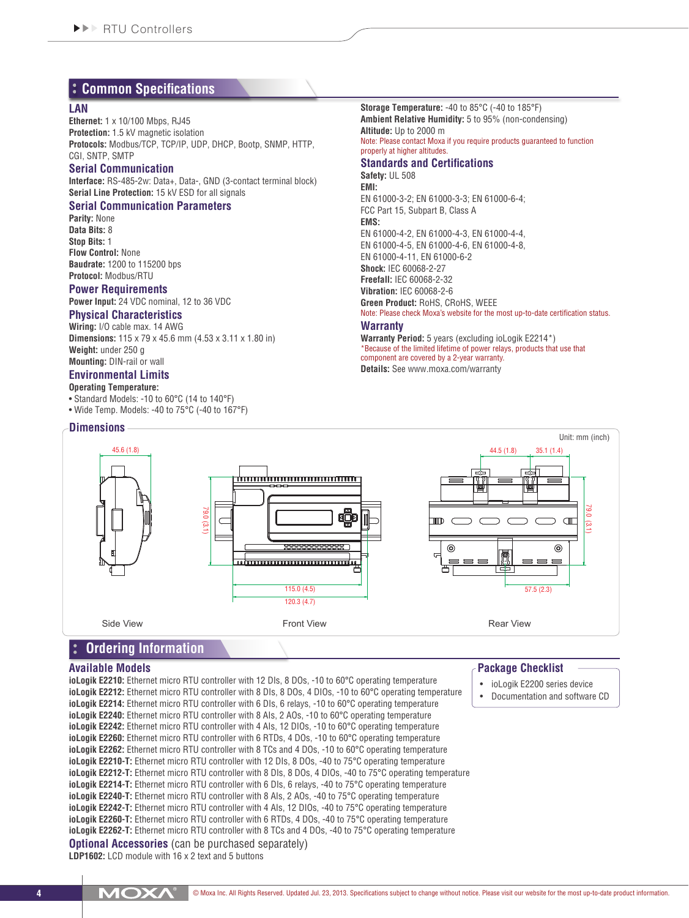## Common Specifications

### LAN

**Ethernet:** 1 x 10/100 Mbps, RJ45
**Protection:** 1.5 kV magnetic isolation
**Protocols:** Modbus/TCP, TCP/IP, UDP, DHCP, Bootp, SNMP, HTTP, CGI, SNTP, SMTP

### Serial Communication

**Interface:** RS-485-2w: Data+, Data-, GND (3-contact terminal block)
**Serial Line Protection:** 15 kV ESD for all signals

### Serial Communication Parameters

**Parity:** None
**Data Bits:** 8
**Stop Bits:** 1
**Flow Control:** None
**Baudrate:** 1200 to 115200 bps
**Protocol:** Modbus/RTU

### Power Requirements

**Power Input:** 24 VDC nominal, 12 to 36 VDC

### Physical Characteristics

**Wiring:** I/O cable max. 14 AWG
**Dimensions:** 115 x 79 x 45.6 mm (4.53 x 3.11 x 1.80 in)
**Weight:** under 250 g
**Mounting:** DIN-rail or wall

### Environmental Limits

**Operating Temperature:**
- Standard Models: -10 to 60°C (14 to 140°F)
- Wide Temp. Models: -40 to 75°C (-40 to 167°F)

**Storage Temperature:** -40 to 85°C (-40 to 185°F)
**Ambient Relative Humidity:** 5 to 95% (non-condensing)
**Altitude:** Up to 2000 m
Note: Please contact Moxa if you require products guaranteed to function properly at higher altitudes.

### Standards and Certifications

**Safety:** UL 508
**EMI:**
EN 61000-3-2; EN 61000-3-3; EN 61000-6-4;
FCC Part 15, Subpart B, Class A
**EMS:**
EN 61000-4-2, EN 61000-4-3, EN 61000-4-4,
EN 61000-4-5, EN 61000-4-6, EN 61000-4-8,
EN 61000-4-11, EN 61000-6-2
**Shock:** IEC 60068-2-27
**Freefall:** IEC 60068-2-32
**Vibration:** IEC 60068-2-6
**Green Product:** RoHS, CRoHS, WEEE
Note: Please check Moxa's website for the most up-to-date certification status.

### Warranty

**Warranty Period:** 5 years (excluding ioLogik E2214*)
*Because of the limited lifetime of power relays, products that use that component are covered by a 2-year warranty.
**Details:** See www.moxa.com/warranty

### Dimensions

Unit: mm (inch)

45.6 (1.8)
79.0 (3.1)
115.0 (4.5)
120.3 (4.7)
44.5 (1.8)
35.1 (1.4)
79.0 (3.1)
57.5 (2.3)

Side View
Front View
Rear View

## Ordering Information

### Available Models

**ioLogik E2210:** Ethernet micro RTU controller with 12 DIs, 8 DOs, -10 to 60°C operating temperature
**ioLogik E2212:** Ethernet micro RTU controller with 8 DIs, 8 DOs, 4 DIOs, -10 to 60°C operating temperature
**ioLogik E2214:** Ethernet micro RTU controller with 6 DIs, 6 relays, -10 to 60°C operating temperature
**ioLogik E2240:** Ethernet micro RTU controller with 8 AIs, 2 AOs, -10 to 60°C operating temperature
**ioLogik E2242:** Ethernet micro RTU controller with 4 AIs, 12 DIOs, -10 to 60°C operating temperature
**ioLogik E2260:** Ethernet micro RTU controller with 6 RTDs, 4 DOs, -10 to 60°C operating temperature
**ioLogik E2262:** Ethernet micro RTU controller with 8 TCs and 4 DOs, -10 to 60°C operating temperature
**ioLogik E2210-T:** Ethernet micro RTU controller with 12 DIs, 8 DOs, -40 to 75°C operating temperature
**ioLogik E2212-T:** Ethernet micro RTU controller with 8 DIs, 8 DOs, 4 DIOs, -40 to 75°C operating temperature
**ioLogik E2214-T:** Ethernet micro RTU controller with 6 DIs, 6 relays, -40 to 75°C operating temperature
**ioLogik E2240-T:** Ethernet micro RTU controller with 8 AIs, 2 AOs, -40 to 75°C operating temperature
**ioLogik E2242-T:** Ethernet micro RTU controller with 4 AIs, 12 DIOs, -40 to 75°C operating temperature
**ioLogik E2260-T:** Ethernet micro RTU controller with 6 RTDs, 4 DOs, -40 to 75°C operating temperature
**ioLogik E2262-T:** Ethernet micro RTU controller with 8 TCs and 4 DOs, -40 to 75°C operating temperature

### Optional Accessories (can be purchased separately)

**LDP1602:** LCD module with 16 x 2 text and 5 buttons

### Package Checklist

- ioLogik E2200 series device
- Documentation and software CD

© Moxa Inc. All Rights Reserved. Updated Jul. 23, 2013. Specifications subject to change without notice. Please visit our website for the most up-to-date product information.